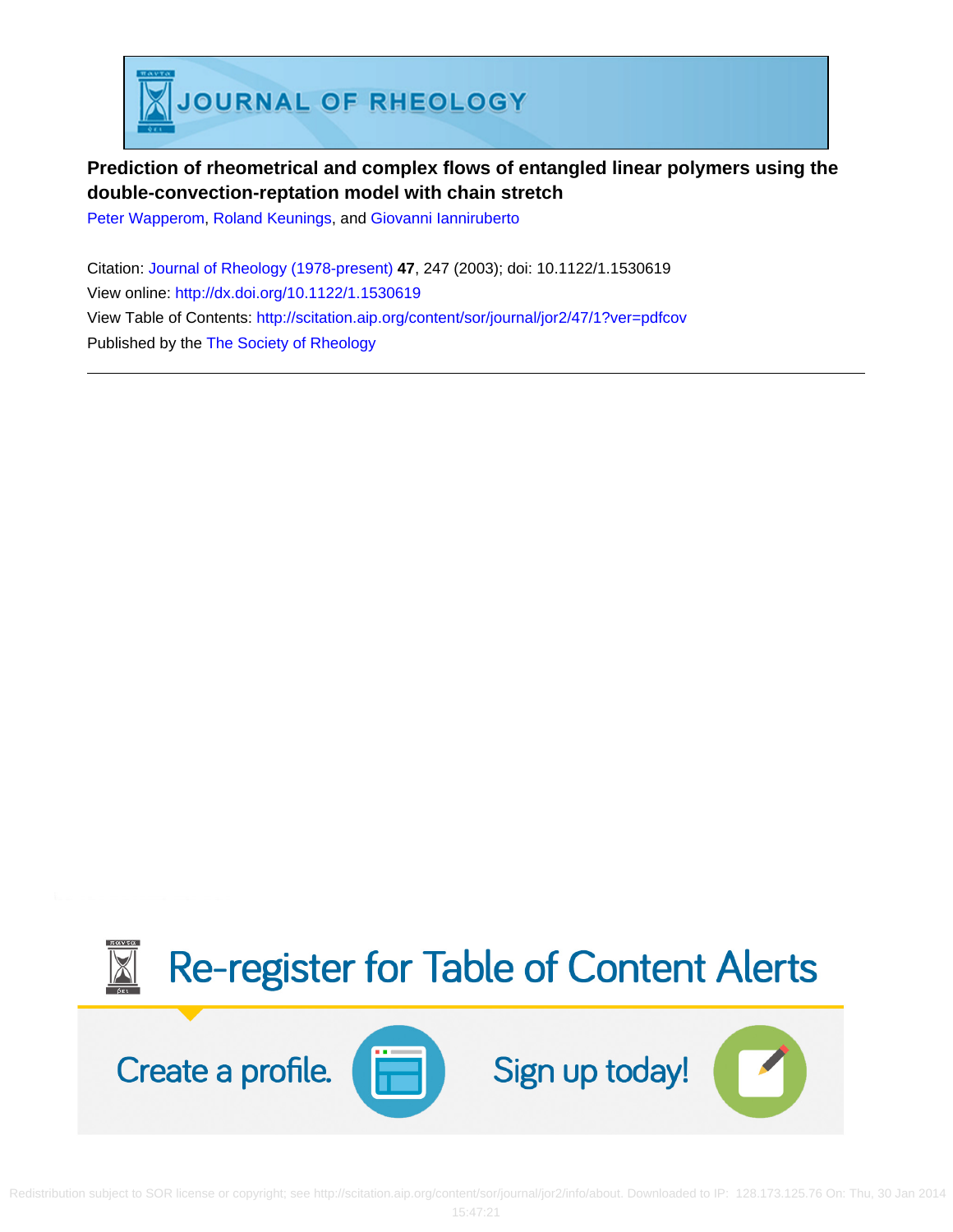# Prediction of rheometrical and complex flows of entangled linear polymers using the double-convection-reptation model with chain stretch

Peter Wapperom, Roland Keunings, and Giovanni Ianniruberto

Citation: Journal of Rheology (1978-present) **47**, 247 (2003); doi: 10.1122/1.1530619

View online: http://dx.doi.org/10.1122/1.1530619

View Table of Contents: http://scitation.aip.org/content/sor/journal/jor2/47/1?ver=pdfcov

Published by the The Society of Rheology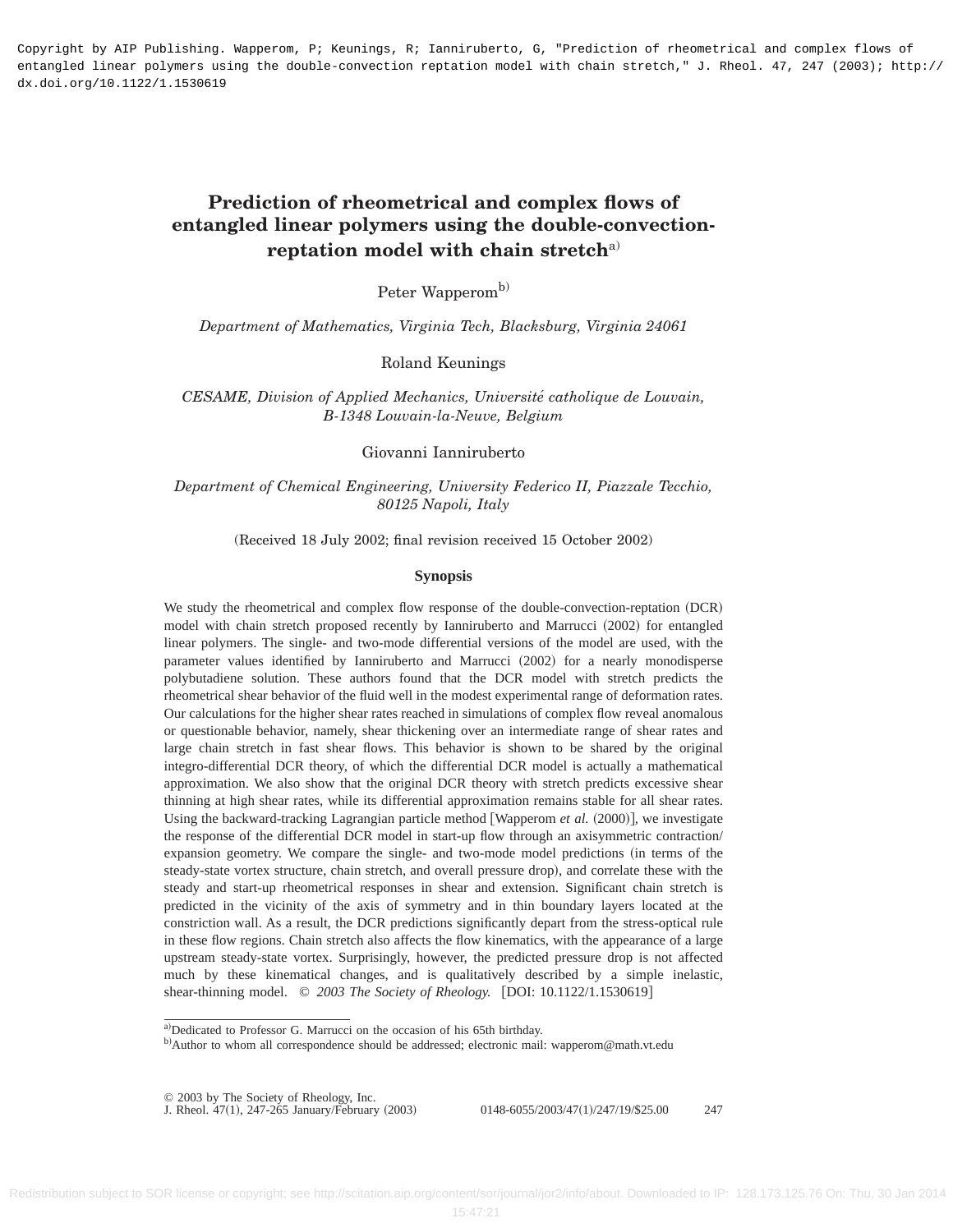Copyright by AIP Publishing. Wapperom, P; Keunings, R; Ianniruberto, G, "Prediction of rheometrical and complex flows of entangled linear polymers using the double-convection reptation model with chain stretch," J. Rheol. 47, 247 (2003); http://dx.doi.org/10.1122/1.1530619

# Prediction of rheometrical and complex flows of entangled linear polymers using the double-convection-reptation model with chain stretch[a]

Peter Wapperom[b]

*Department of Mathematics, Virginia Tech, Blacksburg, Virginia 24061*

Roland Keunings

*CESAME, Division of Applied Mechanics, Université catholique de Louvain, B-1348 Louvain-la-Neuve, Belgium*

Giovanni Ianniruberto

*Department of Chemical Engineering, University Federico II, Piazzale Tecchio, 80125 Napoli, Italy*

(Received 18 July 2002; final revision received 15 October 2002)

### Synopsis

We study the rheometrical and complex flow response of the double-convection-reptation (DCR) model with chain stretch proposed recently by Ianniruberto and Marrucci (2002) for entangled linear polymers. The single- and two-mode differential versions of the model are used, with the parameter values identified by Ianniruberto and Marrucci (2002) for a nearly monodisperse polybutadiene solution. These authors found that the DCR model with stretch predicts the rheometrical shear behavior of the fluid well in the modest experimental range of deformation rates. Our calculations for the higher shear rates reached in simulations of complex flow reveal anomalous or questionable behavior, namely, shear thickening over an intermediate range of shear rates and large chain stretch in fast shear flows. This behavior is shown to be shared by the original integro-differential DCR theory, of which the differential DCR model is actually a mathematical approximation. We also show that the original DCR theory with stretch predicts excessive shear thinning at high shear rates, while its differential approximation remains stable for all shear rates. Using the backward-tracking Lagrangian particle method [Wapperom *et al.* (2000)], we investigate the response of the differential DCR model in start-up flow through an axisymmetric contraction/expansion geometry. We compare the single- and two-mode model predictions (in terms of the steady-state vortex structure, chain stretch, and overall pressure drop), and correlate these with the steady and start-up rheometrical responses in shear and extension. Significant chain stretch is predicted in the vicinity of the axis of symmetry and in thin boundary layers located at the constriction wall. As a result, the DCR predictions significantly depart from the stress-optical rule in these flow regions. Chain stretch also affects the flow kinematics, with the appearance of a large upstream steady-state vortex. Surprisingly, however, the predicted pressure drop is not affected much by these kinematical changes, and is qualitatively described by a simple inelastic, shear-thinning model. © *2003 The Society of Rheology.* [DOI: 10.1122/1.1530619]

[a]Dedicated to Professor G. Marrucci on the occasion of his 65th birthday.
[b]Author to whom all correspondence should be addressed; electronic mail: wapperom@math.vt.edu

© 2003 by The Society of Rheology, Inc.
0148-6055/2003/47(1)/247/19/$25.00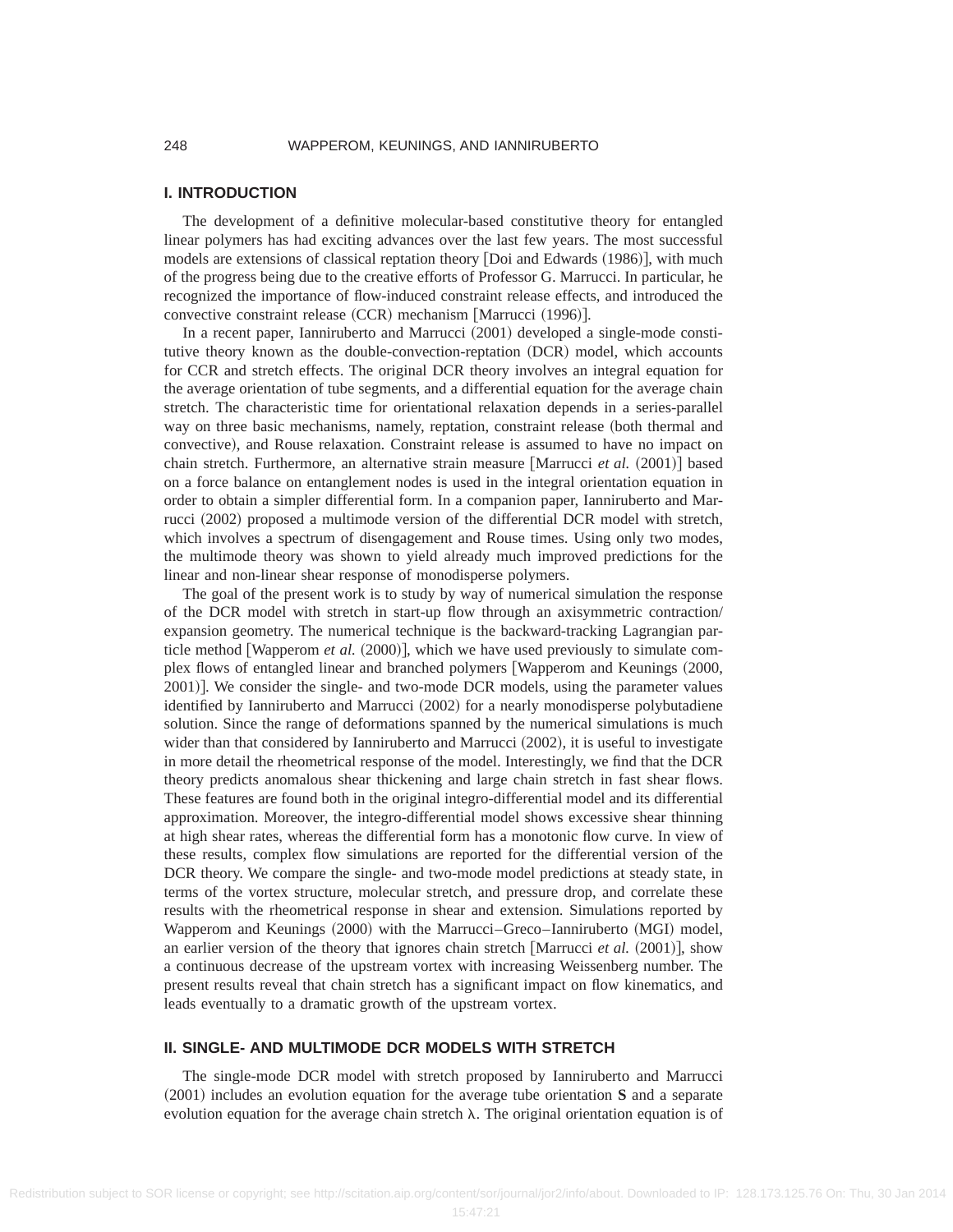## I. INTRODUCTION

The development of a definitive molecular-based constitutive theory for entangled linear polymers has had exciting advances over the last few years. The most successful models are extensions of classical reptation theory [Doi and Edwards (1986)], with much of the progress being due to the creative efforts of Professor G. Marrucci. In particular, he recognized the importance of flow-induced constraint release effects, and introduced the convective constraint release (CCR) mechanism [Marrucci (1996)].

In a recent paper, Ianniruberto and Marrucci (2001) developed a single-mode constitutive theory known as the double-convection-reptation (DCR) model, which accounts for CCR and stretch effects. The original DCR theory involves an integral equation for the average orientation of tube segments, and a differential equation for the average chain stretch. The characteristic time for orientational relaxation depends in a series-parallel way on three basic mechanisms, namely, reptation, constraint release (both thermal and convective), and Rouse relaxation. Constraint release is assumed to have no impact on chain stretch. Furthermore, an alternative strain measure [Marrucci *et al.* (2001)] based on a force balance on entanglement nodes is used in the integral orientation equation in order to obtain a simpler differential form. In a companion paper, Ianniruberto and Marrucci (2002) proposed a multimode version of the differential DCR model with stretch, which involves a spectrum of disengagement and Rouse times. Using only two modes, the multimode theory was shown to yield already much improved predictions for the linear and non-linear shear response of monodisperse polymers.

The goal of the present work is to study by way of numerical simulation the response of the DCR model with stretch in start-up flow through an axisymmetric contraction/expansion geometry. The numerical technique is the backward-tracking Lagrangian particle method [Wapperom *et al.* (2000)], which we have used previously to simulate complex flows of entangled linear and branched polymers [Wapperom and Keunings (2000, 2001)]. We consider the single- and two-mode DCR models, using the parameter values identified by Ianniruberto and Marrucci (2002) for a nearly monodisperse polybutadiene solution. Since the range of deformations spanned by the numerical simulations is much wider than that considered by Ianniruberto and Marrucci (2002), it is useful to investigate in more detail the rheometrical response of the model. Interestingly, we find that the DCR theory predicts anomalous shear thickening and large chain stretch in fast shear flows. These features are found both in the original integro-differential model and its differential approximation. Moreover, the integro-differential model shows excessive shear thinning at high shear rates, whereas the differential form has a monotonic flow curve. In view of these results, complex flow simulations are reported for the differential version of the DCR theory. We compare the single- and two-mode model predictions at steady state, in terms of the vortex structure, molecular stretch, and pressure drop, and correlate these results with the rheometrical response in shear and extension. Simulations reported by Wapperom and Keunings (2000) with the Marrucci–Greco–Ianniruberto (MGI) model, an earlier version of the theory that ignores chain stretch [Marrucci *et al.* (2001)], show a continuous decrease of the upstream vortex with increasing Weissenberg number. The present results reveal that chain stretch has a significant impact on flow kinematics, and leads eventually to a dramatic growth of the upstream vortex.

## II. SINGLE- AND MULTIMODE DCR MODELS WITH STRETCH

The single-mode DCR model with stretch proposed by Ianniruberto and Marrucci (2001) includes an evolution equation for the average tube orientation $\mathbf{S}$ and a separate evolution equation for the average chain stretch $\lambda$. The original orientation equation is of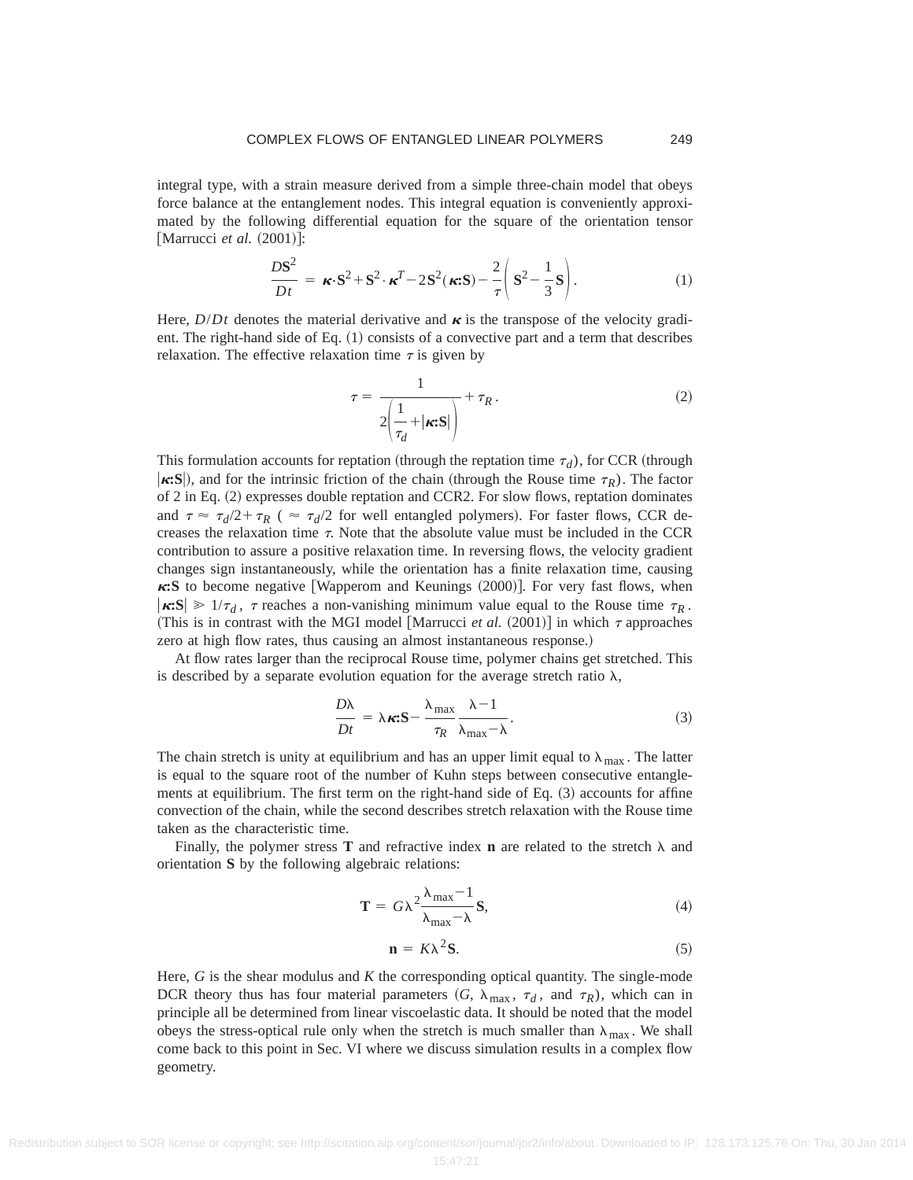integral type, with a strain measure derived from a simple three-chain model that obeys force balance at the entanglement nodes. This integral equation is conveniently approximated by the following differential equation for the square of the orientation tensor [Marrucci *et al.* (2001)]:

$$\frac{D\mathbf{S}^2}{Dt} = \boldsymbol{\kappa}\cdot\mathbf{S}^2 + \mathbf{S}^2\cdot\boldsymbol{\kappa}^T - 2\mathbf{S}^2(\boldsymbol{\kappa}\mathbf{:}\mathbf{S}) - \frac{2}{\tau}\left(\mathbf{S}^2 - \frac{1}{3}\mathbf{S}\right). \tag{1}$$

Here, $D/Dt$ denotes the material derivative and $\boldsymbol{\kappa}$ is the transpose of the velocity gradient. The right-hand side of Eq. (1) consists of a convective part and a term that describes relaxation. The effective relaxation time $\tau$ is given by

$$\tau = \frac{1}{2\left(\frac{1}{\tau_d} + |\boldsymbol{\kappa}\mathbf{:}\mathbf{S}|\right)} + \tau_R. \tag{2}$$

This formulation accounts for reptation (through the reptation time $\tau_d$), for CCR (through $|\boldsymbol{\kappa}\mathbf{:}\mathbf{S}|$), and for the intrinsic friction of the chain (through the Rouse time $\tau_R$). The factor of 2 in Eq. (2) expresses double reptation and CCR2. For slow flows, reptation dominates and $\tau \approx \tau_d/2 + \tau_R$ ( $\approx \tau_d/2$ for well entangled polymers). For faster flows, CCR decreases the relaxation time $\tau$. Note that the absolute value must be included in the CCR contribution to assure a positive relaxation time. In reversing flows, the velocity gradient changes sign instantaneously, while the orientation has a finite relaxation time, causing $\boldsymbol{\kappa}\mathbf{:}\mathbf{S}$ to become negative [Wapperom and Keunings (2000)]. For very fast flows, when $|\boldsymbol{\kappa}\mathbf{:}\mathbf{S}| \gg 1/\tau_d$, $\tau$ reaches a non-vanishing minimum value equal to the Rouse time $\tau_R$. (This is in contrast with the MGI model [Marrucci *et al.* (2001)] in which $\tau$ approaches zero at high flow rates, thus causing an almost instantaneous response.)

At flow rates larger than the reciprocal Rouse time, polymer chains get stretched. This is described by a separate evolution equation for the average stretch ratio $\lambda$,

$$\frac{D\lambda}{Dt} = \lambda\boldsymbol{\kappa}\mathbf{:}\mathbf{S} - \frac{\lambda_{\max}}{\tau_R}\frac{\lambda - 1}{\lambda_{\max} - \lambda}. \tag{3}$$

The chain stretch is unity at equilibrium and has an upper limit equal to $\lambda_{\max}$. The latter is equal to the square root of the number of Kuhn steps between consecutive entanglements at equilibrium. The first term on the right-hand side of Eq. (3) accounts for affine convection of the chain, while the second describes stretch relaxation with the Rouse time taken as the characteristic time.

Finally, the polymer stress $\mathbf{T}$ and refractive index $\mathbf{n}$ are related to the stretch $\lambda$ and orientation $\mathbf{S}$ by the following algebraic relations:

$$\mathbf{T} = G\lambda^2\frac{\lambda_{\max} - 1}{\lambda_{\max} - \lambda}\mathbf{S}, \tag{4}$$

$$\mathbf{n} = K\lambda^2\mathbf{S}. \tag{5}$$

Here, $G$ is the shear modulus and $K$ the corresponding optical quantity. The single-mode DCR theory thus has four material parameters ($G$, $\lambda_{\max}$, $\tau_d$, and $\tau_R$), which can in principle all be determined from linear viscoelastic data. It should be noted that the model obeys the stress-optical rule only when the stretch is much smaller than $\lambda_{\max}$. We shall come back to this point in Sec. VI where we discuss simulation results in a complex flow geometry.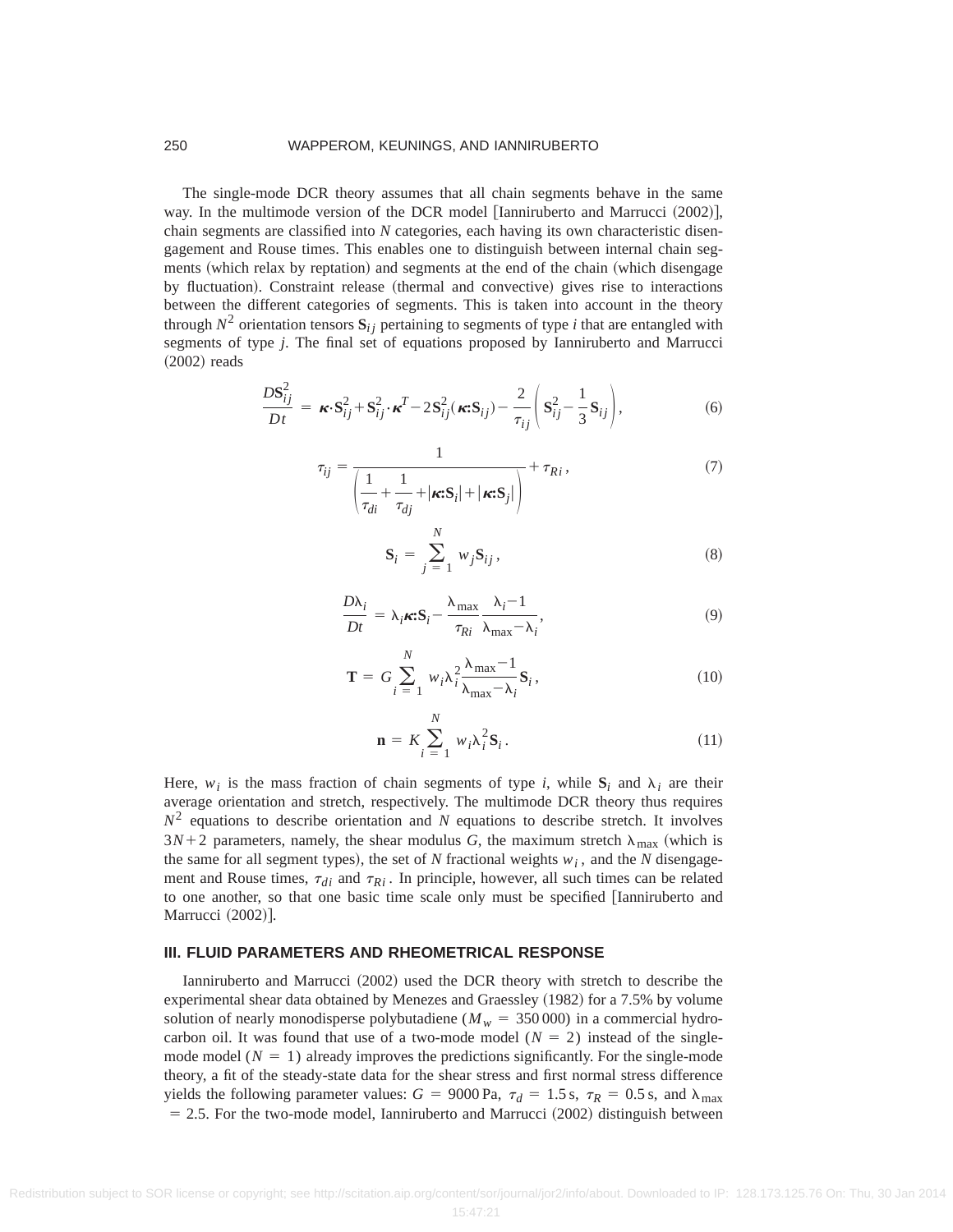The single-mode DCR theory assumes that all chain segments behave in the same way. In the multimode version of the DCR model [Ianniruberto and Marrucci (2002)], chain segments are classified into $N$ categories, each having its own characteristic disengagement and Rouse times. This enables one to distinguish between internal chain segments (which relax by reptation) and segments at the end of the chain (which disengage by fluctuation). Constraint release (thermal and convective) gives rise to interactions between the different categories of segments. This is taken into account in the theory through $N^2$ orientation tensors $\mathbf{S}_{ij}$ pertaining to segments of type $i$ that are entangled with segments of type $j$. The final set of equations proposed by Ianniruberto and Marrucci (2002) reads

$$\frac{D\mathbf{S}_{ij}^2}{Dt} = \boldsymbol{\kappa}\cdot\mathbf{S}_{ij}^2 + \mathbf{S}_{ij}^2\cdot\boldsymbol{\kappa}^T - 2\mathbf{S}_{ij}^2(\boldsymbol{\kappa}:\mathbf{S}_{ij}) - \frac{2}{\tau_{ij}}\left(\mathbf{S}_{ij}^2 - \frac{1}{3}\mathbf{S}_{ij}\right), \tag{6}$$

$$\tau_{ij} = \frac{1}{\left(\dfrac{1}{\tau_{di}} + \dfrac{1}{\tau_{dj}} + |\boldsymbol{\kappa}:\mathbf{S}_i| + |\boldsymbol{\kappa}:\mathbf{S}_j|\right)} + \tau_{Ri}, \tag{7}$$

$$\mathbf{S}_i = \sum_{j=1}^{N} w_j \mathbf{S}_{ij}, \tag{8}$$

$$\frac{D\lambda_i}{Dt} = \lambda_i \boldsymbol{\kappa}:\mathbf{S}_i - \frac{\lambda_{\max}}{\tau_{Ri}}\frac{\lambda_i - 1}{\lambda_{\max} - \lambda_i}, \tag{9}$$

$$\mathbf{T} = G\sum_{i=1}^{N} w_i \lambda_i^2 \frac{\lambda_{\max} - 1}{\lambda_{\max} - \lambda_i}\mathbf{S}_i, \tag{10}$$

$$\mathbf{n} = K\sum_{i=1}^{N} w_i \lambda_i^2 \mathbf{S}_i. \tag{11}$$

Here, $w_i$ is the mass fraction of chain segments of type $i$, while $\mathbf{S}_i$ and $\lambda_i$ are their average orientation and stretch, respectively. The multimode DCR theory thus requires $N^2$ equations to describe orientation and $N$ equations to describe stretch. It involves $3N+2$ parameters, namely, the shear modulus $G$, the maximum stretch $\lambda_{\max}$ (which is the same for all segment types), the set of $N$ fractional weights $w_i$, and the $N$ disengagement and Rouse times, $\tau_{di}$ and $\tau_{Ri}$. In principle, however, all such times can be related to one another, so that one basic time scale only must be specified [Ianniruberto and Marrucci (2002)].

## III. FLUID PARAMETERS AND RHEOMETRICAL RESPONSE

Ianniruberto and Marrucci (2002) used the DCR theory with stretch to describe the experimental shear data obtained by Menezes and Graessley (1982) for a 7.5% by volume solution of nearly monodisperse polybutadiene ($M_w = 350\,000$) in a commercial hydrocarbon oil. It was found that use of a two-mode model ($N = 2$) instead of the single-mode model ($N = 1$) already improves the predictions significantly. For the single-mode theory, a fit of the steady-state data for the shear stress and first normal stress difference yields the following parameter values: $G = 9000\,\text{Pa}$, $\tau_d = 1.5\,\text{s}$, $\tau_R = 0.5\,\text{s}$, and $\lambda_{\max} = 2.5$. For the two-mode model, Ianniruberto and Marrucci (2002) distinguish between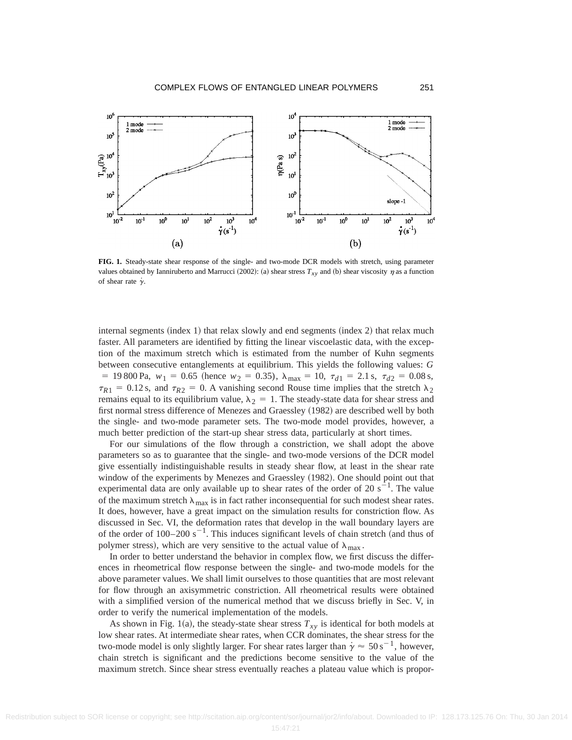FIG. 1. Steady-state shear response of the single- and two-mode DCR models with stretch, using parameter values obtained by Ianniruberto and Marrucci (2002): (a) shear stress $T_{xy}$ and (b) shear viscosity $\eta$ as a function of shear rate $\dot{\gamma}$.

internal segments (index 1) that relax slowly and end segments (index 2) that relax much faster. All parameters are identified by fitting the linear viscoelastic data, with the exception of the maximum stretch which is estimated from the number of Kuhn segments between consecutive entanglements at equilibrium. This yields the following values: $G = 19\,800$ Pa, $w_1 = 0.65$ (hence $w_2 = 0.35$), $\lambda_{\max} = 10$, $\tau_{d1} = 2.1$ s, $\tau_{d2} = 0.08$ s, $\tau_{R1} = 0.12$ s, and $\tau_{R2} = 0$. A vanishing second Rouse time implies that the stretch $\lambda_2$ remains equal to its equilibrium value, $\lambda_2 = 1$. The steady-state data for shear stress and first normal stress difference of Menezes and Graessley (1982) are described well by both the single- and two-mode parameter sets. The two-mode model provides, however, a much better prediction of the start-up shear stress data, particularly at short times.

For our simulations of the flow through a constriction, we shall adopt the above parameters so as to guarantee that the single- and two-mode versions of the DCR model give essentially indistinguishable results in steady shear flow, at least in the shear rate window of the experiments by Menezes and Graessley (1982). One should point out that experimental data are only available up to shear rates of the order of 20 $\mathrm{s}^{-1}$. The value of the maximum stretch $\lambda_{\max}$ is in fact rather inconsequential for such modest shear rates. It does, however, have a great impact on the simulation results for constriction flow. As discussed in Sec. VI, the deformation rates that develop in the wall boundary layers are of the order of 100–200 $\mathrm{s}^{-1}$. This induces significant levels of chain stretch (and thus of polymer stress), which are very sensitive to the actual value of $\lambda_{\max}$.

In order to better understand the behavior in complex flow, we first discuss the differences in rheometrical flow response between the single- and two-mode models for the above parameter values. We shall limit ourselves to those quantities that are most relevant for flow through an axisymmetric constriction. All rheometrical results were obtained with a simplified version of the numerical method that we discuss briefly in Sec. V, in order to verify the numerical implementation of the models.

As shown in Fig. 1(a), the steady-state shear stress $T_{xy}$ is identical for both models at low shear rates. At intermediate shear rates, when CCR dominates, the shear stress for the two-mode model is only slightly larger. For shear rates larger than $\dot{\gamma} \approx 50\,\mathrm{s}^{-1}$, however, chain stretch is significant and the predictions become sensitive to the value of the maximum stretch. Since shear stress eventually reaches a plateau value which is propor-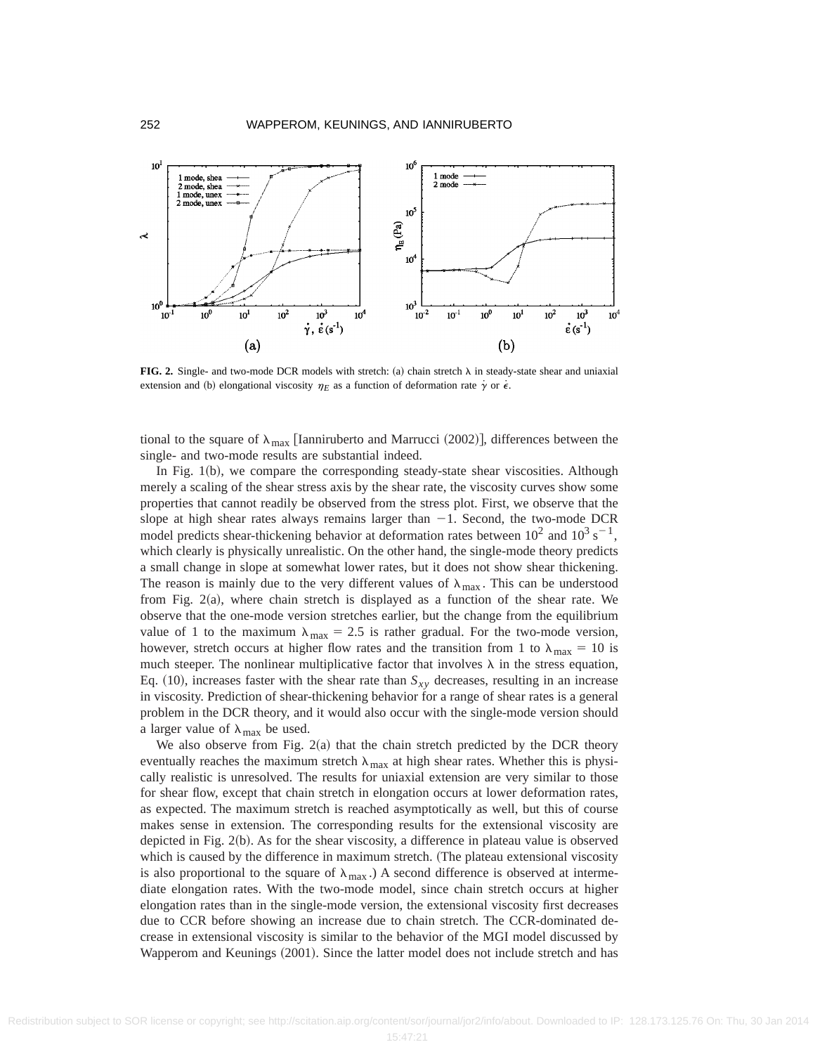**FIG. 2.** Single- and two-mode DCR models with stretch: (a) chain stretch $\lambda$ in steady-state shear and uniaxial extension and (b) elongational viscosity $\eta_E$ as a function of deformation rate $\dot{\gamma}$ or $\dot{\epsilon}$.

tional to the square of $\lambda_{max}$ [Ianniruberto and Marrucci (2002)], differences between the single- and two-mode results are substantial indeed.

In Fig. 1(b), we compare the corresponding steady-state shear viscosities. Although merely a scaling of the shear stress axis by the shear rate, the viscosity curves show some properties that cannot readily be observed from the stress plot. First, we observe that the slope at high shear rates always remains larger than $-1$. Second, the two-mode DCR model predicts shear-thickening behavior at deformation rates between $10^2$ and $10^3\ \mathrm{s}^{-1}$, which clearly is physically unrealistic. On the other hand, the single-mode theory predicts a small change in slope at somewhat lower rates, but it does not show shear thickening. The reason is mainly due to the very different values of $\lambda_{max}$. This can be understood from Fig. 2(a), where chain stretch is displayed as a function of the shear rate. We observe that the one-mode version stretches earlier, but the change from the equilibrium value of 1 to the maximum $\lambda_{max} = 2.5$ is rather gradual. For the two-mode version, however, stretch occurs at higher flow rates and the transition from 1 to $\lambda_{max} = 10$ is much steeper. The nonlinear multiplicative factor that involves $\lambda$ in the stress equation, Eq. (10), increases faster with the shear rate than $S_{xy}$ decreases, resulting in an increase in viscosity. Prediction of shear-thickening behavior for a range of shear rates is a general problem in the DCR theory, and it would also occur with the single-mode version should a larger value of $\lambda_{max}$ be used.

We also observe from Fig. 2(a) that the chain stretch predicted by the DCR theory eventually reaches the maximum stretch $\lambda_{max}$ at high shear rates. Whether this is physically realistic is unresolved. The results for uniaxial extension are very similar to those for shear flow, except that chain stretch in elongation occurs at lower deformation rates, as expected. The maximum stretch is reached asymptotically as well, but this of course makes sense in extension. The corresponding results for the extensional viscosity are depicted in Fig. 2(b). As for the shear viscosity, a difference in plateau value is observed which is caused by the difference in maximum stretch. (The plateau extensional viscosity is also proportional to the square of $\lambda_{max}$.) A second difference is observed at intermediate elongation rates. With the two-mode model, since chain stretch occurs at higher elongation rates than in the single-mode version, the extensional viscosity first decreases due to CCR before showing an increase due to chain stretch. The CCR-dominated decrease in extensional viscosity is similar to the behavior of the MGI model discussed by Wapperom and Keunings (2001). Since the latter model does not include stretch and has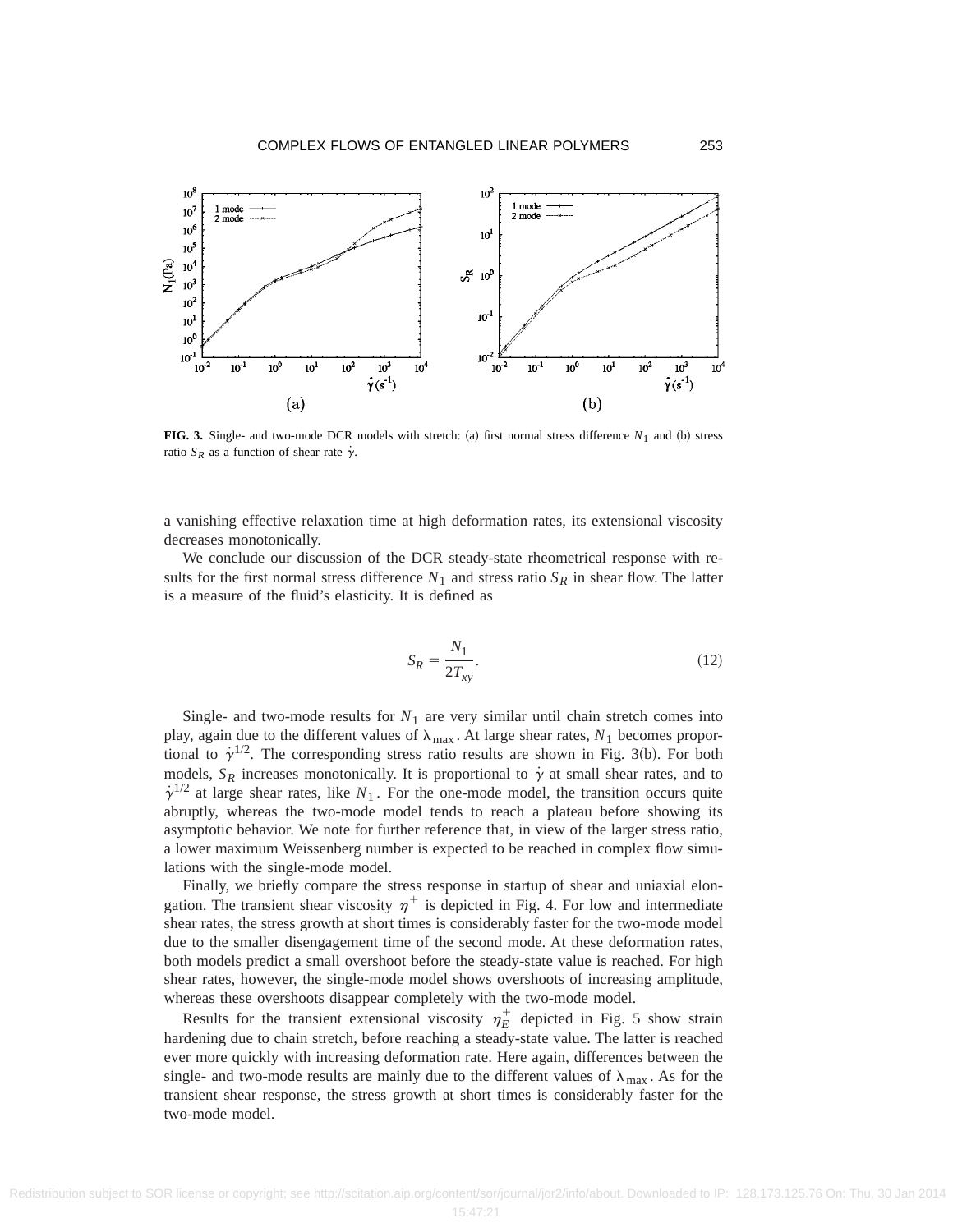**FIG. 3.** Single- and two-mode DCR models with stretch: (a) first normal stress difference $N_1$ and (b) stress ratio $S_R$ as a function of shear rate $\dot{\gamma}$.

a vanishing effective relaxation time at high deformation rates, its extensional viscosity decreases monotonically.

We conclude our discussion of the DCR steady-state rheometrical response with results for the first normal stress difference $N_1$ and stress ratio $S_R$ in shear flow. The latter is a measure of the fluid's elasticity. It is defined as

$$S_R = \frac{N_1}{2T_{xy}}. \tag{12}$$

Single- and two-mode results for $N_1$ are very similar until chain stretch comes into play, again due to the different values of $\lambda_{\max}$. At large shear rates, $N_1$ becomes proportional to $\dot{\gamma}^{1/2}$. The corresponding stress ratio results are shown in Fig. 3(b). For both models, $S_R$ increases monotonically. It is proportional to $\dot{\gamma}$ at small shear rates, and to $\dot{\gamma}^{1/2}$ at large shear rates, like $N_1$. For the one-mode model, the transition occurs quite abruptly, whereas the two-mode model tends to reach a plateau before showing its asymptotic behavior. We note for further reference that, in view of the larger stress ratio, a lower maximum Weissenberg number is expected to be reached in complex flow simulations with the single-mode model.

Finally, we briefly compare the stress response in startup of shear and uniaxial elongation. The transient shear viscosity $\eta^+$ is depicted in Fig. 4. For low and intermediate shear rates, the stress growth at short times is considerably faster for the two-mode model due to the smaller disengagement time of the second mode. At these deformation rates, both models predict a small overshoot before the steady-state value is reached. For high shear rates, however, the single-mode model shows overshoots of increasing amplitude, whereas these overshoots disappear completely with the two-mode model.

Results for the transient extensional viscosity $\eta_E^+$ depicted in Fig. 5 show strain hardening due to chain stretch, before reaching a steady-state value. The latter is reached ever more quickly with increasing deformation rate. Here again, differences between the single- and two-mode results are mainly due to the different values of $\lambda_{\max}$. As for the transient shear response, the stress growth at short times is considerably faster for the two-mode model.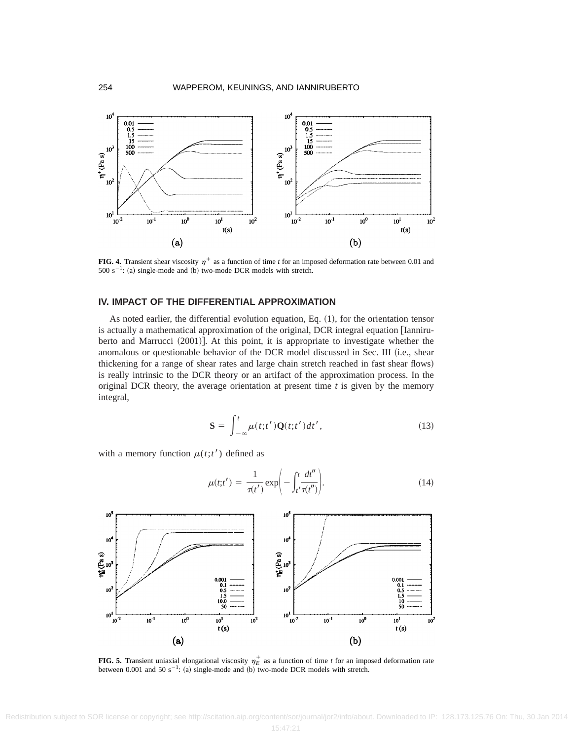**FIG. 4.** Transient shear viscosity $\eta^+$ as a function of time $t$ for an imposed deformation rate between 0.01 and 500 $s^{-1}$: (a) single-mode and (b) two-mode DCR models with stretch.

## IV. IMPACT OF THE DIFFERENTIAL APPROXIMATION

As noted earlier, the differential evolution equation, Eq. (1), for the orientation tensor is actually a mathematical approximation of the original, DCR integral equation [Ianniruberto and Marrucci (2001)]. At this point, it is appropriate to investigate whether the anomalous or questionable behavior of the DCR model discussed in Sec. III (i.e., shear thickening for a range of shear rates and large chain stretch reached in fast shear flows) is really intrinsic to the DCR theory or an artifact of the approximation process. In the original DCR theory, the average orientation at present time $t$ is given by the memory integral,

$$\mathbf{S} = \int_{-\infty}^{t} \mu(t;t')\mathbf{Q}(t;t')dt', \tag{13}$$

with a memory function $\mu(t;t')$ defined as

$$\mu(t;t') = \frac{1}{\tau(t')}\exp\left(-\int_{t'}^{t}\frac{dt''}{\tau(t'')}\right). \tag{14}$$

**FIG. 5.** Transient uniaxial elongational viscosity $\eta_E^+$ as a function of time $t$ for an imposed deformation rate between 0.001 and 50 $s^{-1}$: (a) single-mode and (b) two-mode DCR models with stretch.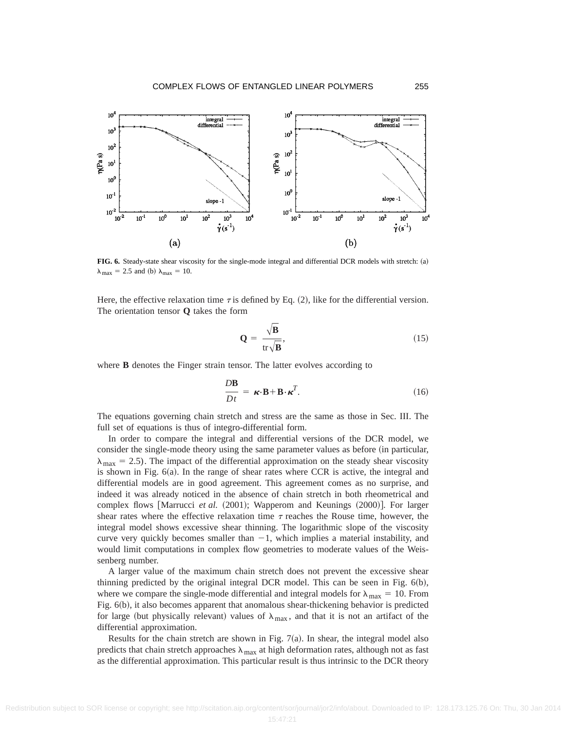FIG. 6. Steady-state shear viscosity for the single-mode integral and differential DCR models with stretch: (a) $\lambda_{max} = 2.5$ and (b) $\lambda_{max} = 10$.

Here, the effective relaxation time $\tau$ is defined by Eq. (2), like for the differential version. The orientation tensor **Q** takes the form

$$\mathbf{Q} = \frac{\sqrt{\mathbf{B}}}{\mathrm{tr}\sqrt{\mathbf{B}}}, \tag{15}$$

where **B** denotes the Finger strain tensor. The latter evolves according to

$$\frac{D\mathbf{B}}{Dt} = \boldsymbol{\kappa}\cdot\mathbf{B} + \mathbf{B}\cdot\boldsymbol{\kappa}^T. \tag{16}$$

The equations governing chain stretch and stress are the same as those in Sec. III. The full set of equations is thus of integro-differential form.

In order to compare the integral and differential versions of the DCR model, we consider the single-mode theory using the same parameter values as before (in particular, $\lambda_{max} = 2.5$). The impact of the differential approximation on the steady shear viscosity is shown in Fig. 6(a). In the range of shear rates where CCR is active, the integral and differential models are in good agreement. This agreement comes as no surprise, and indeed it was already noticed in the absence of chain stretch in both rheometrical and complex flows [Marrucci *et al.* (2001); Wapperom and Keunings (2000)]. For larger shear rates where the effective relaxation time $\tau$ reaches the Rouse time, however, the integral model shows excessive shear thinning. The logarithmic slope of the viscosity curve very quickly becomes smaller than $-1$, which implies a material instability, and would limit computations in complex flow geometries to moderate values of the Weissenberg number.

A larger value of the maximum chain stretch does not prevent the excessive shear thinning predicted by the original integral DCR model. This can be seen in Fig. 6(b), where we compare the single-mode differential and integral models for $\lambda_{max} = 10$. From Fig. 6(b), it also becomes apparent that anomalous shear-thickening behavior is predicted for large (but physically relevant) values of $\lambda_{max}$, and that it is not an artifact of the differential approximation.

Results for the chain stretch are shown in Fig. 7(a). In shear, the integral model also predicts that chain stretch approaches $\lambda_{max}$ at high deformation rates, although not as fast as the differential approximation. This particular result is thus intrinsic to the DCR theory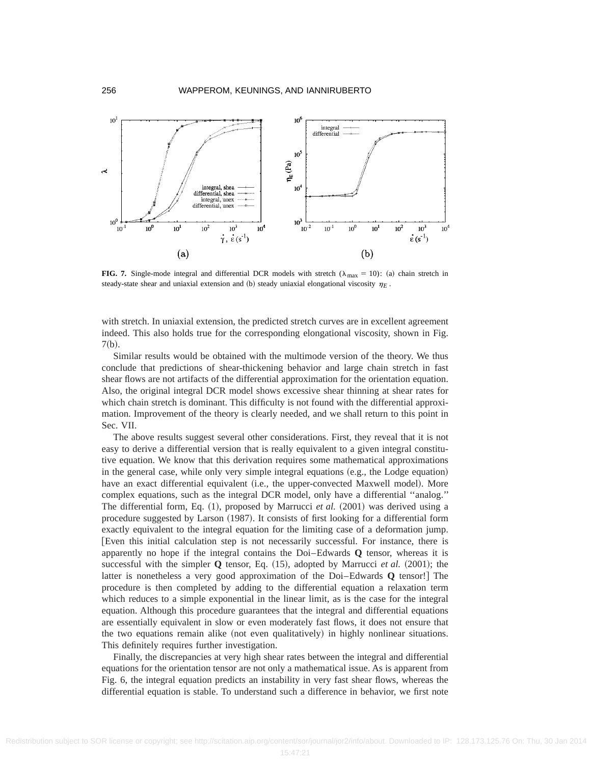**FIG. 7.** Single-mode integral and differential DCR models with stretch ($\lambda_{\max} = 10$): (a) chain stretch in steady-state shear and uniaxial extension and (b) steady uniaxial elongational viscosity $\eta_E$.

with stretch. In uniaxial extension, the predicted stretch curves are in excellent agreement indeed. This also holds true for the corresponding elongational viscosity, shown in Fig. 7(b).

Similar results would be obtained with the multimode version of the theory. We thus conclude that predictions of shear-thickening behavior and large chain stretch in fast shear flows are not artifacts of the differential approximation for the orientation equation. Also, the original integral DCR model shows excessive shear thinning at shear rates for which chain stretch is dominant. This difficulty is not found with the differential approximation. Improvement of the theory is clearly needed, and we shall return to this point in Sec. VII.

The above results suggest several other considerations. First, they reveal that it is not easy to derive a differential version that is really equivalent to a given integral constitutive equation. We know that this derivation requires some mathematical approximations in the general case, while only very simple integral equations (e.g., the Lodge equation) have an exact differential equivalent (i.e., the upper-convected Maxwell model). More complex equations, such as the integral DCR model, only have a differential ''analog.'' The differential form, Eq. (1), proposed by Marrucci *et al.* (2001) was derived using a procedure suggested by Larson (1987). It consists of first looking for a differential form exactly equivalent to the integral equation for the limiting case of a deformation jump. [Even this initial calculation step is not necessarily successful. For instance, there is apparently no hope if the integral contains the Doi–Edwards **Q** tensor, whereas it is successful with the simpler **Q** tensor, Eq. (15), adopted by Marrucci *et al.* (2001); the latter is nonetheless a very good approximation of the Doi–Edwards **Q** tensor!] The procedure is then completed by adding to the differential equation a relaxation term which reduces to a simple exponential in the linear limit, as is the case for the integral equation. Although this procedure guarantees that the integral and differential equations are essentially equivalent in slow or even moderately fast flows, it does not ensure that the two equations remain alike (not even qualitatively) in highly nonlinear situations. This definitely requires further investigation.

Finally, the discrepancies at very high shear rates between the integral and differential equations for the orientation tensor are not only a mathematical issue. As is apparent from Fig. 6, the integral equation predicts an instability in very fast shear flows, whereas the differential equation is stable. To understand such a difference in behavior, we first note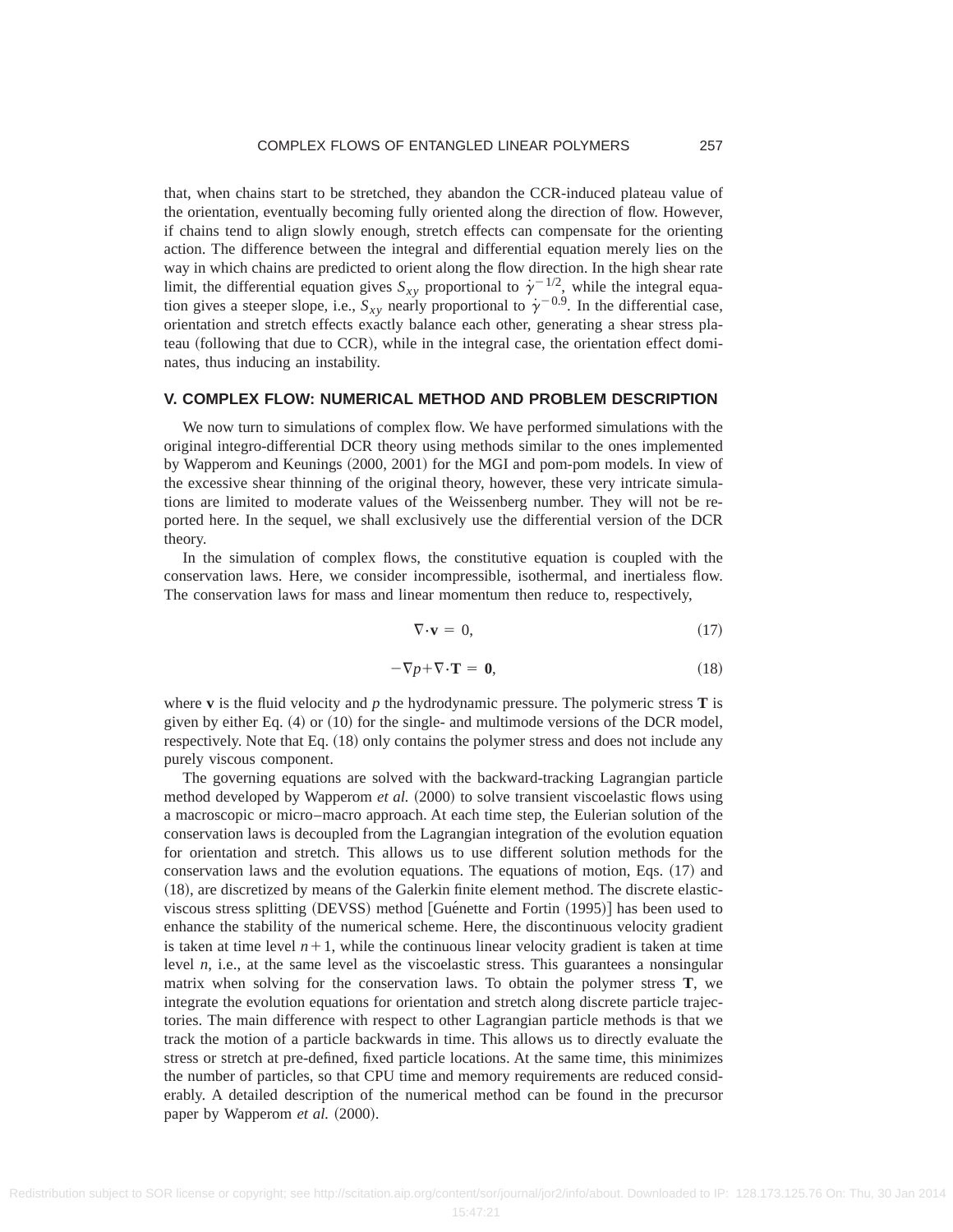that, when chains start to be stretched, they abandon the CCR-induced plateau value of the orientation, eventually becoming fully oriented along the direction of flow. However, if chains tend to align slowly enough, stretch effects can compensate for the orienting action. The difference between the integral and differential equation merely lies on the way in which chains are predicted to orient along the flow direction. In the high shear rate limit, the differential equation gives $S_{xy}$ proportional to $\dot{\gamma}^{-1/2}$, while the integral equation gives a steeper slope, i.e., $S_{xy}$ nearly proportional to $\dot{\gamma}^{-0.9}$. In the differential case, orientation and stretch effects exactly balance each other, generating a shear stress plateau (following that due to CCR), while in the integral case, the orientation effect dominates, thus inducing an instability.

## V. COMPLEX FLOW: NUMERICAL METHOD AND PROBLEM DESCRIPTION

We now turn to simulations of complex flow. We have performed simulations with the original integro-differential DCR theory using methods similar to the ones implemented by Wapperom and Keunings (2000, 2001) for the MGI and pom-pom models. In view of the excessive shear thinning of the original theory, however, these very intricate simulations are limited to moderate values of the Weissenberg number. They will not be reported here. In the sequel, we shall exclusively use the differential version of the DCR theory.

In the simulation of complex flows, the constitutive equation is coupled with the conservation laws. Here, we consider incompressible, isothermal, and inertialess flow. The conservation laws for mass and linear momentum then reduce to, respectively,

$$\nabla \cdot \mathbf{v} = 0, \tag{17}$$

$$-\nabla p + \nabla \cdot \mathbf{T} = \mathbf{0}, \tag{18}$$

where $\mathbf{v}$ is the fluid velocity and $p$ the hydrodynamic pressure. The polymeric stress $\mathbf{T}$ is given by either Eq. (4) or (10) for the single- and multimode versions of the DCR model, respectively. Note that Eq. (18) only contains the polymer stress and does not include any purely viscous component.

The governing equations are solved with the backward-tracking Lagrangian particle method developed by Wapperom *et al.* (2000) to solve transient viscoelastic flows using a macroscopic or micro–macro approach. At each time step, the Eulerian solution of the conservation laws is decoupled from the Lagrangian integration of the evolution equation for orientation and stretch. This allows us to use different solution methods for the conservation laws and the evolution equations. The equations of motion, Eqs. (17) and (18), are discretized by means of the Galerkin finite element method. The discrete elastic-viscous stress splitting (DEVSS) method [Guénette and Fortin (1995)] has been used to enhance the stability of the numerical scheme. Here, the discontinuous velocity gradient is taken at time level $n+1$, while the continuous linear velocity gradient is taken at time level $n$, i.e., at the same level as the viscoelastic stress. This guarantees a nonsingular matrix when solving for the conservation laws. To obtain the polymer stress $\mathbf{T}$, we integrate the evolution equations for orientation and stretch along discrete particle trajectories. The main difference with respect to other Lagrangian particle methods is that we track the motion of a particle backwards in time. This allows us to directly evaluate the stress or stretch at pre-defined, fixed particle locations. At the same time, this minimizes the number of particles, so that CPU time and memory requirements are reduced considerably. A detailed description of the numerical method can be found in the precursor paper by Wapperom *et al.* (2000).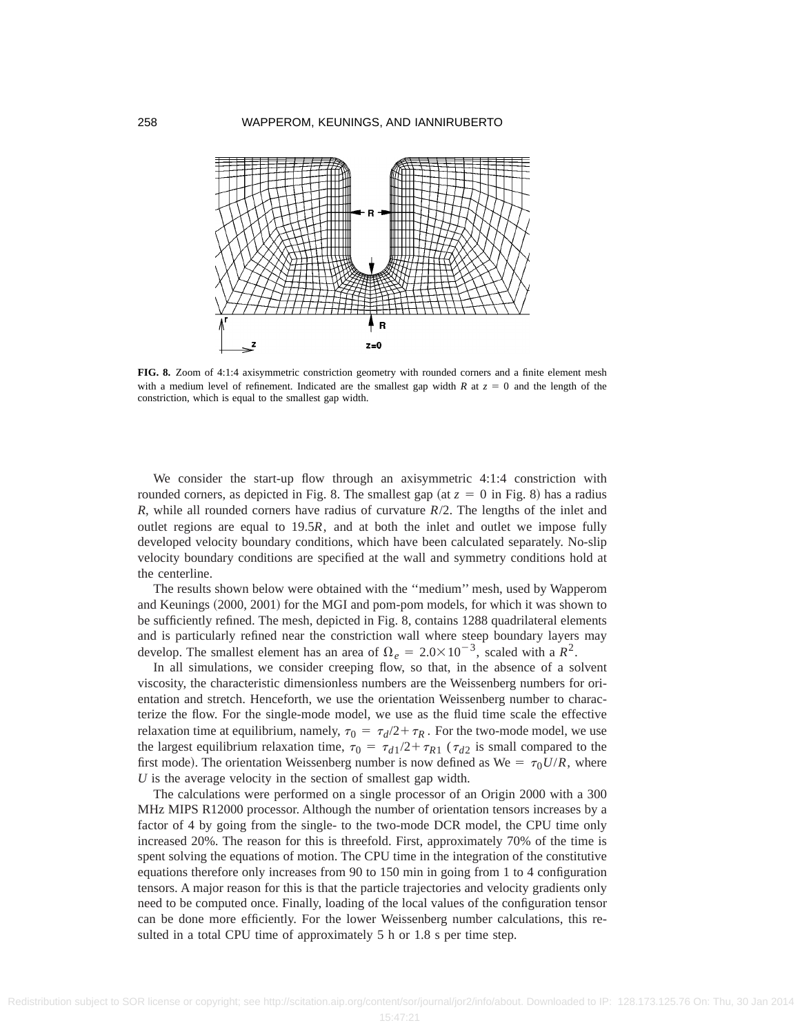**FIG. 8.** Zoom of 4:1:4 axisymmetric constriction geometry with rounded corners and a finite element mesh with a medium level of refinement. Indicated are the smallest gap width $R$ at $z = 0$ and the length of the constriction, which is equal to the smallest gap width.

We consider the start-up flow through an axisymmetric 4:1:4 constriction with rounded corners, as depicted in Fig. 8. The smallest gap (at $z = 0$ in Fig. 8) has a radius $R$, while all rounded corners have radius of curvature $R/2$. The lengths of the inlet and outlet regions are equal to $19.5R$, and at both the inlet and outlet we impose fully developed velocity boundary conditions, which have been calculated separately. No-slip velocity boundary conditions are specified at the wall and symmetry conditions hold at the centerline.

The results shown below were obtained with the "medium" mesh, used by Wapperom and Keunings (2000, 2001) for the MGI and pom-pom models, for which it was shown to be sufficiently refined. The mesh, depicted in Fig. 8, contains 1288 quadrilateral elements and is particularly refined near the constriction wall where steep boundary layers may develop. The smallest element has an area of $\Omega_e = 2.0\times10^{-3}$, scaled with a $R^2$.

In all simulations, we consider creeping flow, so that, in the absence of a solvent viscosity, the characteristic dimensionless numbers are the Weissenberg numbers for orientation and stretch. Henceforth, we use the orientation Weissenberg number to characterize the flow. For the single-mode model, we use as the fluid time scale the effective relaxation time at equilibrium, namely, $\tau_0 = \tau_d/2 + \tau_R$. For the two-mode model, we use the largest equilibrium relaxation time, $\tau_0 = \tau_{d1}/2 + \tau_{R1}$ ($\tau_{d2}$ is small compared to the first mode). The orientation Weissenberg number is now defined as $\mathrm{We} = \tau_0 U/R$, where $U$ is the average velocity in the section of smallest gap width.

The calculations were performed on a single processor of an Origin 2000 with a 300 MHz MIPS R12000 processor. Although the number of orientation tensors increases by a factor of 4 by going from the single- to the two-mode DCR model, the CPU time only increased 20%. The reason for this is threefold. First, approximately 70% of the time is spent solving the equations of motion. The CPU time in the integration of the constitutive equations therefore only increases from 90 to 150 min in going from 1 to 4 configuration tensors. A major reason for this is that the particle trajectories and velocity gradients only need to be computed once. Finally, loading of the local values of the configuration tensor can be done more efficiently. For the lower Weissenberg number calculations, this resulted in a total CPU time of approximately 5 h or 1.8 s per time step.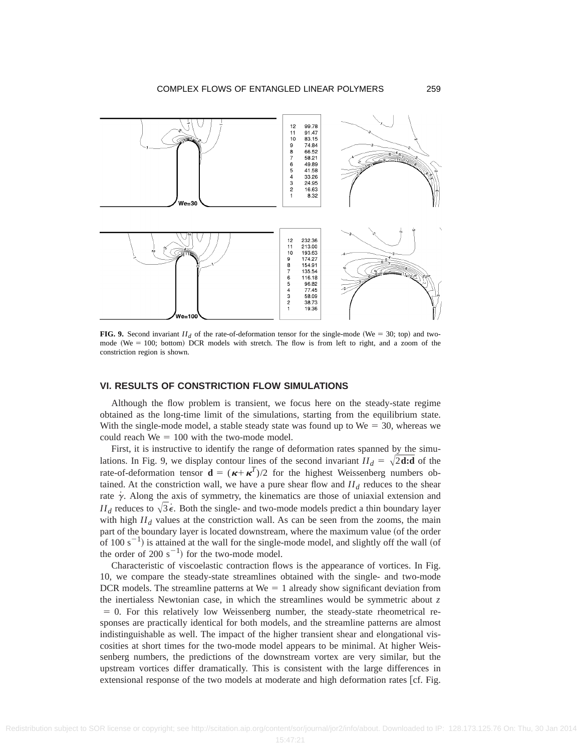**FIG. 9.** Second invariant $II_d$ of the rate-of-deformation tensor for the single-mode (We = 30; top) and two-mode (We = 100; bottom) DCR models with stretch. The flow is from left to right, and a zoom of the constriction region is shown.

## VI. RESULTS OF CONSTRICTION FLOW SIMULATIONS

Although the flow problem is transient, we focus here on the steady-state regime obtained as the long-time limit of the simulations, starting from the equilibrium state. With the single-mode model, a stable steady state was found up to We = 30, whereas we could reach We = 100 with the two-mode model.

First, it is instructive to identify the range of deformation rates spanned by the simulations. In Fig. 9, we display contour lines of the second invariant $II_d = \sqrt{2\mathbf{d:d}}$ of the rate-of-deformation tensor $\mathbf{d} = (\boldsymbol{\kappa} + \boldsymbol{\kappa}^T)/2$ for the highest Weissenberg numbers obtained. At the constriction wall, we have a pure shear flow and $II_d$ reduces to the shear rate $\dot{\gamma}$. Along the axis of symmetry, the kinematics are those of uniaxial extension and $II_d$ reduces to $\sqrt{3}\dot{\epsilon}$. Both the single- and two-mode models predict a thin boundary layer with high $II_d$ values at the constriction wall. As can be seen from the zooms, the main part of the boundary layer is located downstream, where the maximum value (of the order of 100 $\mathrm{s}^{-1}$) is attained at the wall for the single-mode model, and slightly off the wall (of the order of 200 $\mathrm{s}^{-1}$) for the two-mode model.

Characteristic of viscoelastic contraction flows is the appearance of vortices. In Fig. 10, we compare the steady-state streamlines obtained with the single- and two-mode DCR models. The streamline patterns at We = 1 already show significant deviation from the inertialess Newtonian case, in which the streamlines would be symmetric about $z = 0$. For this relatively low Weissenberg number, the steady-state rheometrical responses are practically identical for both models, and the streamline patterns are almost indistinguishable as well. The impact of the higher transient shear and elongational viscosities at short times for the two-mode model appears to be minimal. At higher Weissenberg numbers, the predictions of the downstream vortex are very similar, but the upstream vortices differ dramatically. This is consistent with the large differences in extensional response of the two models at moderate and high deformation rates [cf. Fig.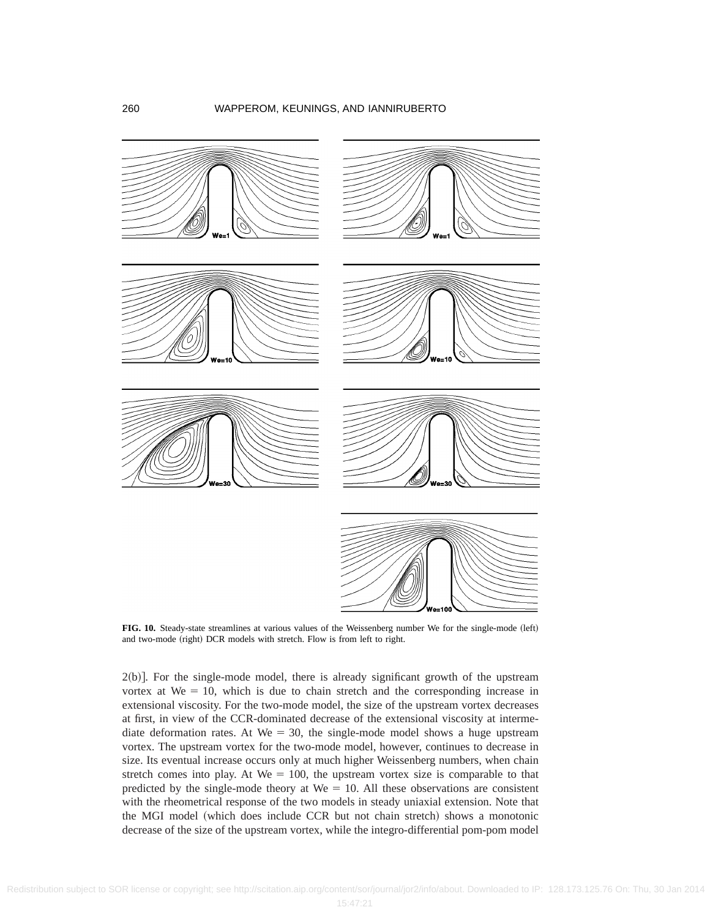**FIG. 10.** Steady-state streamlines at various values of the Weissenberg number We for the single-mode (left) and two-mode (right) DCR models with stretch. Flow is from left to right.

2(b)]. For the single-mode model, there is already significant growth of the upstream vortex at We = 10, which is due to chain stretch and the corresponding increase in extensional viscosity. For the two-mode model, the size of the upstream vortex decreases at first, in view of the CCR-dominated decrease of the extensional viscosity at intermediate deformation rates. At We = 30, the single-mode model shows a huge upstream vortex. The upstream vortex for the two-mode model, however, continues to decrease in size. Its eventual increase occurs only at much higher Weissenberg numbers, when chain stretch comes into play. At We = 100, the upstream vortex size is comparable to that predicted by the single-mode theory at We = 10. All these observations are consistent with the rheometrical response of the two models in steady uniaxial extension. Note that the MGI model (which does include CCR but not chain stretch) shows a monotonic decrease of the size of the upstream vortex, while the integro-differential pom-pom model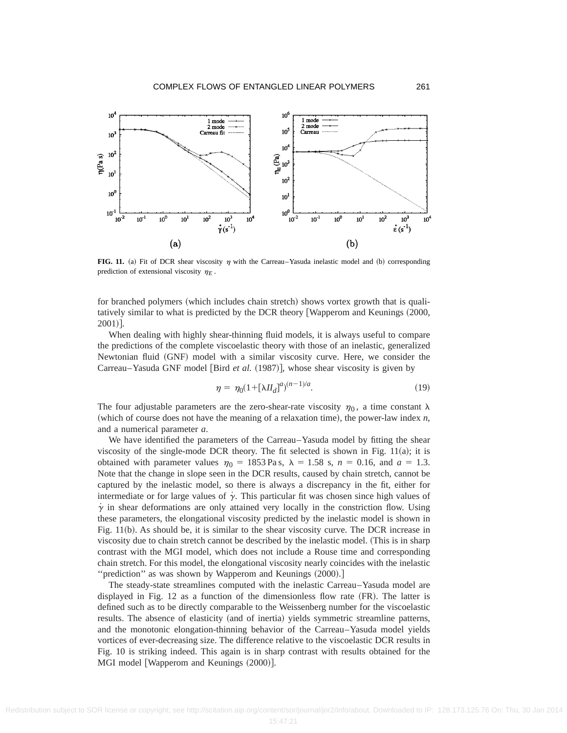**FIG. 11.** (a) Fit of DCR shear viscosity $\eta$ with the Carreau–Yasuda inelastic model and (b) corresponding prediction of extensional viscosity $\eta_E$.

for branched polymers (which includes chain stretch) shows vortex growth that is qualitatively similar to what is predicted by the DCR theory [Wapperom and Keunings (2000, 2001)].

When dealing with highly shear-thinning fluid models, it is always useful to compare the predictions of the complete viscoelastic theory with those of an inelastic, generalized Newtonian fluid (GNF) model with a similar viscosity curve. Here, we consider the Carreau–Yasuda GNF model [Bird *et al.* (1987)], whose shear viscosity is given by

$$\eta = \eta_0(1+[\lambda II_d]^a)^{(n-1)/a}. \tag{19}$$

The four adjustable parameters are the zero-shear-rate viscosity $\eta_0$, a time constant $\lambda$ (which of course does not have the meaning of a relaxation time), the power-law index $n$, and a numerical parameter $a$.

We have identified the parameters of the Carreau–Yasuda model by fitting the shear viscosity of the single-mode DCR theory. The fit selected is shown in Fig. 11(a); it is obtained with parameter values $\eta_0 = 1853$ Pa s, $\lambda = 1.58$ s, $n = 0.16$, and $a = 1.3$. Note that the change in slope seen in the DCR results, caused by chain stretch, cannot be captured by the inelastic model, so there is always a discrepancy in the fit, either for intermediate or for large values of $\dot{\gamma}$. This particular fit was chosen since high values of $\dot{\gamma}$ in shear deformations are only attained very locally in the constriction flow. Using these parameters, the elongational viscosity predicted by the inelastic model is shown in Fig. 11(b). As should be, it is similar to the shear viscosity curve. The DCR increase in viscosity due to chain stretch cannot be described by the inelastic model. (This is in sharp contrast with the MGI model, which does not include a Rouse time and corresponding chain stretch. For this model, the elongational viscosity nearly coincides with the inelastic "prediction" as was shown by Wapperom and Keunings (2000).]

The steady-state streamlines computed with the inelastic Carreau–Yasuda model are displayed in Fig. 12 as a function of the dimensionless flow rate (FR). The latter is defined such as to be directly comparable to the Weissenberg number for the viscoelastic results. The absence of elasticity (and of inertia) yields symmetric streamline patterns, and the monotonic elongation-thinning behavior of the Carreau–Yasuda model yields vortices of ever-decreasing size. The difference relative to the viscoelastic DCR results in Fig. 10 is striking indeed. This again is in sharp contrast with results obtained for the MGI model [Wapperom and Keunings (2000)].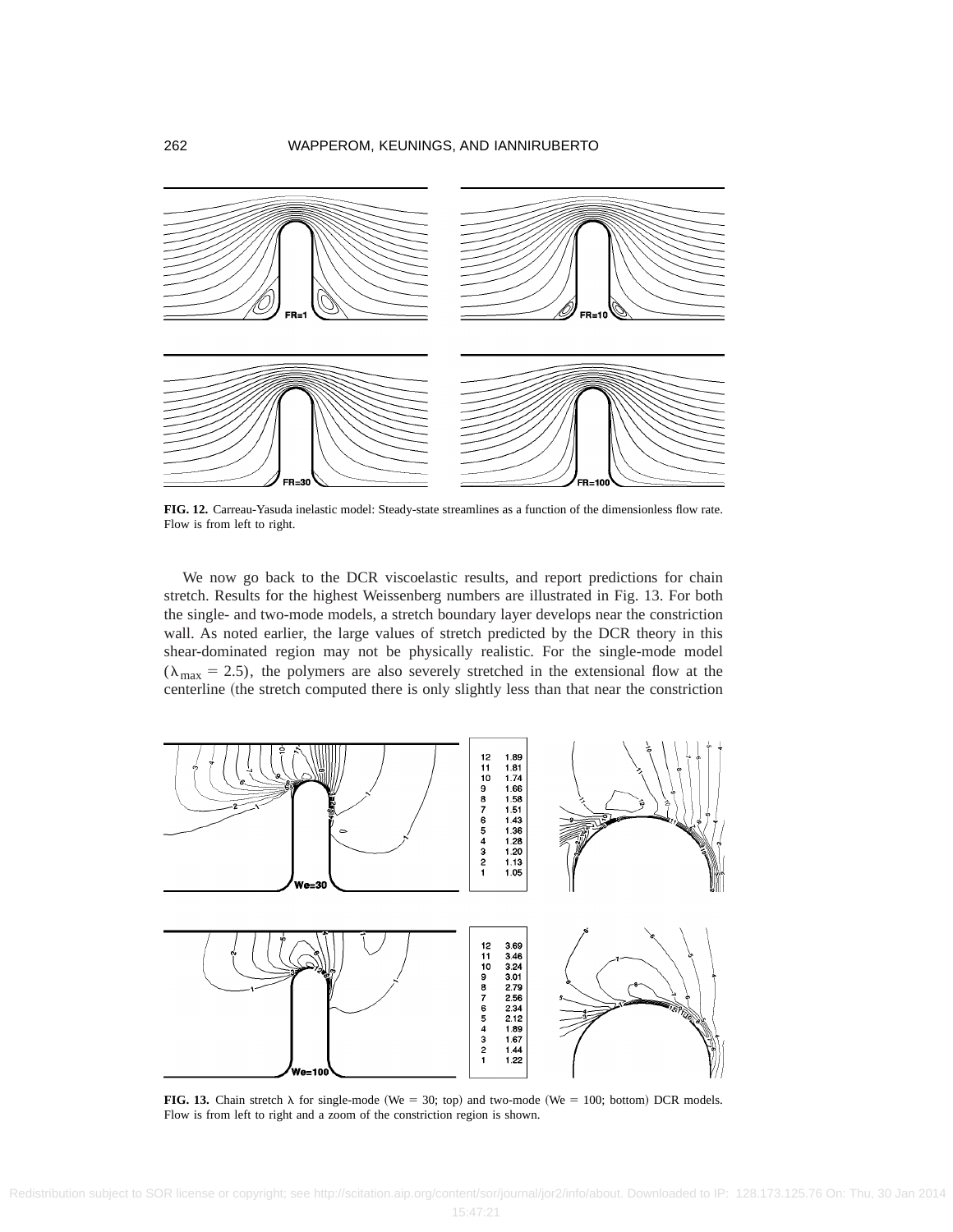**FIG. 12.** Carreau-Yasuda inelastic model: Steady-state streamlines as a function of the dimensionless flow rate. Flow is from left to right.

We now go back to the DCR viscoelastic results, and report predictions for chain stretch. Results for the highest Weissenberg numbers are illustrated in Fig. 13. For both the single- and two-mode models, a stretch boundary layer develops near the constriction wall. As noted earlier, the large values of stretch predicted by the DCR theory in this shear-dominated region may not be physically realistic. For the single-mode model ($\lambda_{\max} = 2.5$), the polymers are also severely stretched in the extensional flow at the centerline (the stretch computed there is only slightly less than that near the constriction

| | |
|---|---|
| 12 | 1.89 |
| 11 | 1.81 |
| 10 | 1.74 |
| 9 | 1.66 |
| 8 | 1.58 |
| 7 | 1.51 |
| 6 | 1.43 |
| 5 | 1.36 |
| 4 | 1.28 |
| 3 | 1.20 |
| 2 | 1.13 |
| 1 | 1.05 |

| | |
|---|---|
| 12 | 3.69 |
| 11 | 3.46 |
| 10 | 3.24 |
| 9 | 3.01 |
| 8 | 2.79 |
| 7 | 2.56 |
| 6 | 2.34 |
| 5 | 2.12 |
| 4 | 1.89 |
| 3 | 1.67 |
| 2 | 1.44 |
| 1 | 1.22 |

**FIG. 13.** Chain stretch $\lambda$ for single-mode (We = 30; top) and two-mode (We = 100; bottom) DCR models. Flow is from left to right and a zoom of the constriction region is shown.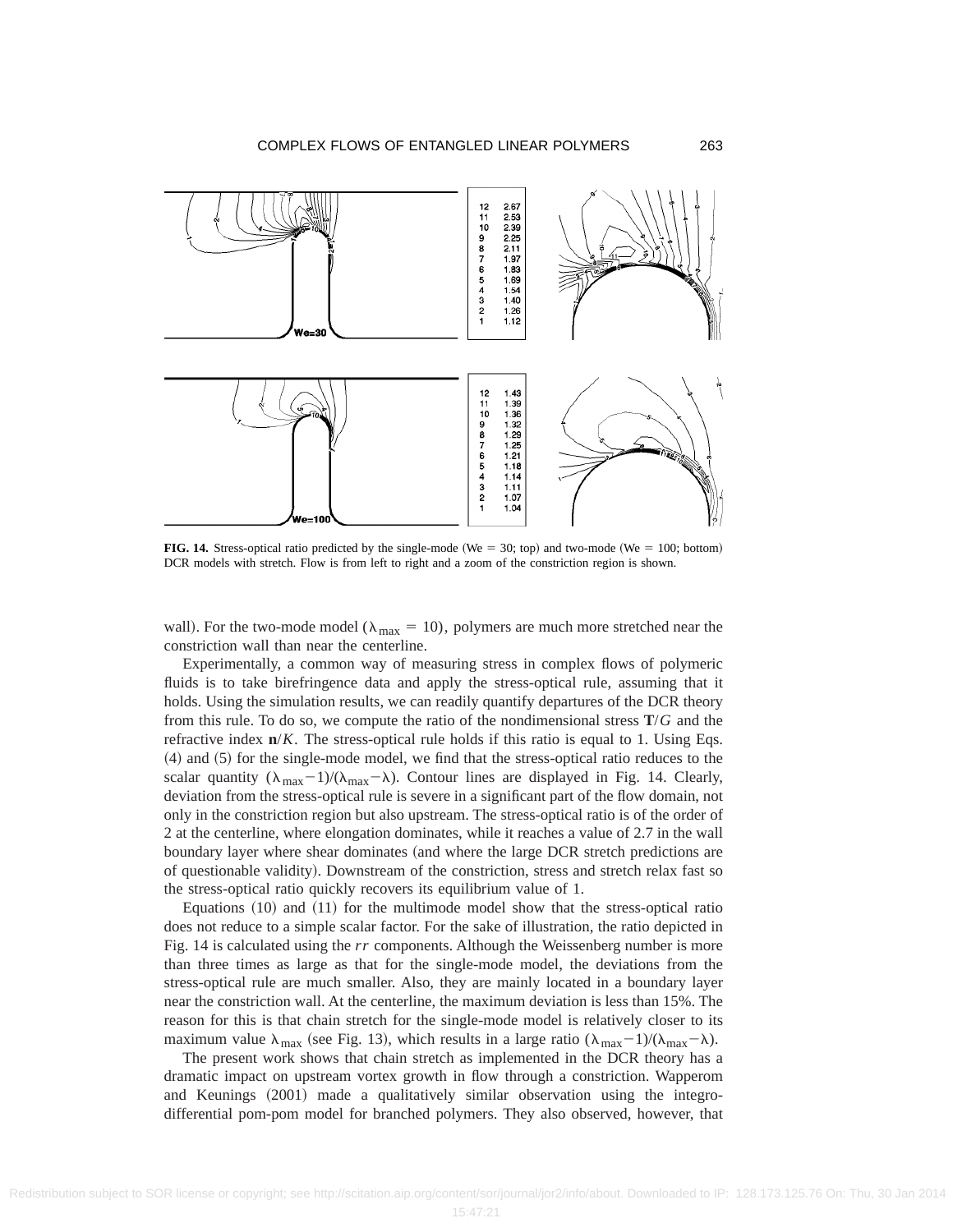| | |
|---|---|
| 12 | 2.67 |
| 11 | 2.53 |
| 10 | 2.39 |
| 9 | 2.25 |
| 8 | 2.11 |
| 7 | 1.97 |
| 6 | 1.83 |
| 5 | 1.69 |
| 4 | 1.54 |
| 3 | 1.40 |
| 2 | 1.26 |
| 1 | 1.12 |

We=30

| | |
|---|---|
| 12 | 1.43 |
| 11 | 1.39 |
| 10 | 1.36 |
| 9 | 1.32 |
| 8 | 1.29 |
| 7 | 1.25 |
| 6 | 1.21 |
| 5 | 1.18 |
| 4 | 1.14 |
| 3 | 1.11 |
| 2 | 1.07 |
| 1 | 1.04 |

We=100

**FIG. 14.** Stress-optical ratio predicted by the single-mode (We = 30; top) and two-mode (We = 100; bottom) DCR models with stretch. Flow is from left to right and a zoom of the constriction region is shown.

wall). For the two-mode model ($\lambda_{\max} = 10$), polymers are much more stretched near the constriction wall than near the centerline.

Experimentally, a common way of measuring stress in complex flows of polymeric fluids is to take birefringence data and apply the stress-optical rule, assuming that it holds. Using the simulation results, we can readily quantify departures of the DCR theory from this rule. To do so, we compute the ratio of the nondimensional stress $\mathbf{T}/G$ and the refractive index $\mathbf{n}/K$. The stress-optical rule holds if this ratio is equal to 1. Using Eqs. (4) and (5) for the single-mode model, we find that the stress-optical ratio reduces to the scalar quantity $(\lambda_{\max}-1)/(\lambda_{\max}-\lambda)$. Contour lines are displayed in Fig. 14. Clearly, deviation from the stress-optical rule is severe in a significant part of the flow domain, not only in the constriction region but also upstream. The stress-optical ratio is of the order of 2 at the centerline, where elongation dominates, while it reaches a value of 2.7 in the wall boundary layer where shear dominates (and where the large DCR stretch predictions are of questionable validity). Downstream of the constriction, stress and stretch relax fast so the stress-optical ratio quickly recovers its equilibrium value of 1.

Equations (10) and (11) for the multimode model show that the stress-optical ratio does not reduce to a simple scalar factor. For the sake of illustration, the ratio depicted in Fig. 14 is calculated using the $rr$ components. Although the Weissenberg number is more than three times as large as that for the single-mode model, the deviations from the stress-optical rule are much smaller. Also, they are mainly located in a boundary layer near the constriction wall. At the centerline, the maximum deviation is less than 15%. The reason for this is that chain stretch for the single-mode model is relatively closer to its maximum value $\lambda_{\max}$ (see Fig. 13), which results in a large ratio $(\lambda_{\max}-1)/(\lambda_{\max}-\lambda)$.

The present work shows that chain stretch as implemented in the DCR theory has a dramatic impact on upstream vortex growth in flow through a constriction. Wapperom and Keunings (2001) made a qualitatively similar observation using the integro-differential pom-pom model for branched polymers. They also observed, however, that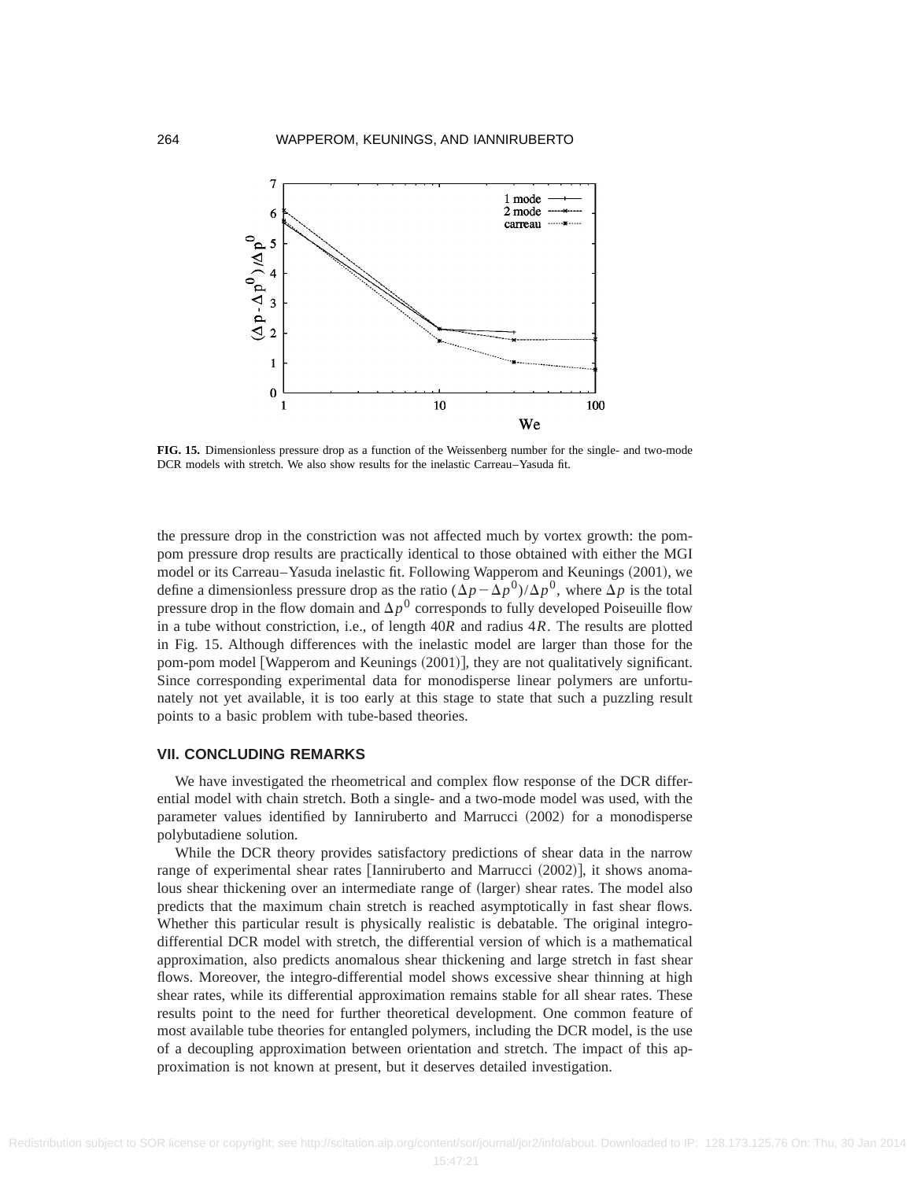**FIG. 15.** Dimensionless pressure drop as a function of the Weissenberg number for the single- and two-mode DCR models with stretch. We also show results for the inelastic Carreau–Yasuda fit.

the pressure drop in the constriction was not affected much by vortex growth: the pom-pom pressure drop results are practically identical to those obtained with either the MGI model or its Carreau–Yasuda inelastic fit. Following Wapperom and Keunings (2001), we define a dimensionless pressure drop as the ratio $(\Delta p - \Delta p^0)/\Delta p^0$, where $\Delta p$ is the total pressure drop in the flow domain and $\Delta p^0$ corresponds to fully developed Poiseuille flow in a tube without constriction, i.e., of length $40R$ and radius $4R$. The results are plotted in Fig. 15. Although differences with the inelastic model are larger than those for the pom-pom model [Wapperom and Keunings (2001)], they are not qualitatively significant. Since corresponding experimental data for monodisperse linear polymers are unfortunately not yet available, it is too early at this stage to state that such a puzzling result points to a basic problem with tube-based theories.

## VII. CONCLUDING REMARKS

We have investigated the rheometrical and complex flow response of the DCR differential model with chain stretch. Both a single- and a two-mode model was used, with the parameter values identified by Ianniruberto and Marrucci (2002) for a monodisperse polybutadiene solution.

While the DCR theory provides satisfactory predictions of shear data in the narrow range of experimental shear rates [Ianniruberto and Marrucci (2002)], it shows anomalous shear thickening over an intermediate range of (larger) shear rates. The model also predicts that the maximum chain stretch is reached asymptotically in fast shear flows. Whether this particular result is physically realistic is debatable. The original integro-differential DCR model with stretch, the differential version of which is a mathematical approximation, also predicts anomalous shear thickening and large stretch in fast shear flows. Moreover, the integro-differential model shows excessive shear thinning at high shear rates, while its differential approximation remains stable for all shear rates. These results point to the need for further theoretical development. One common feature of most available tube theories for entangled polymers, including the DCR model, is the use of a decoupling approximation between orientation and stretch. The impact of this approximation is not known at present, but it deserves detailed investigation.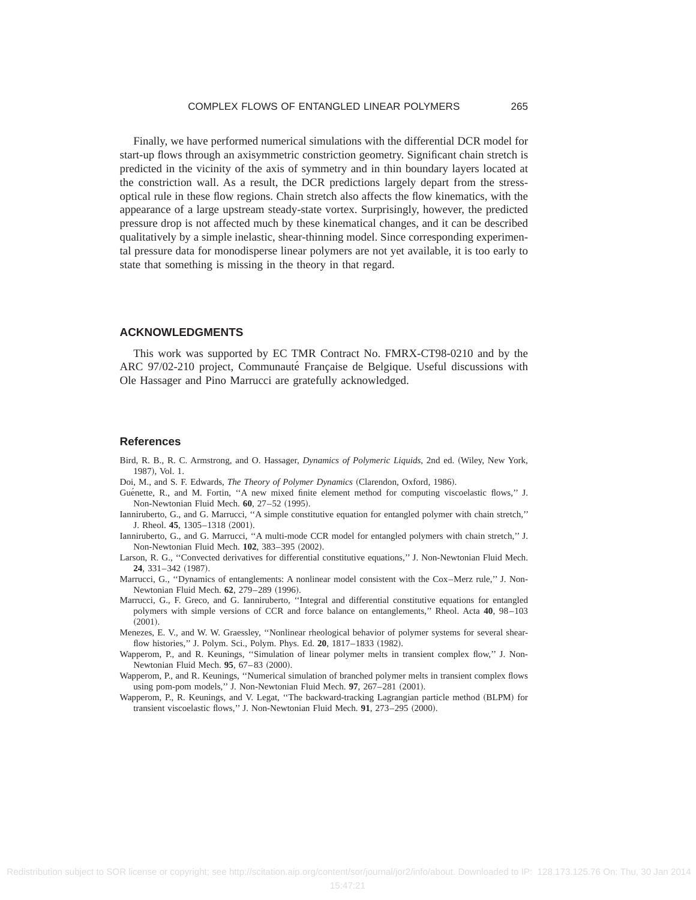Finally, we have performed numerical simulations with the differential DCR model for start-up flows through an axisymmetric constriction geometry. Significant chain stretch is predicted in the vicinity of the axis of symmetry and in thin boundary layers located at the constriction wall. As a result, the DCR predictions largely depart from the stress-optical rule in these flow regions. Chain stretch also affects the flow kinematics, with the appearance of a large upstream steady-state vortex. Surprisingly, however, the predicted pressure drop is not affected much by these kinematical changes, and it can be described qualitatively by a simple inelastic, shear-thinning model. Since corresponding experimental pressure data for monodisperse linear polymers are not yet available, it is too early to state that something is missing in the theory in that regard.

## ACKNOWLEDGMENTS

This work was supported by EC TMR Contract No. FMRX-CT98-0210 and by the ARC 97/02-210 project, Communauté Française de Belgique. Useful discussions with Ole Hassager and Pino Marrucci are gratefully acknowledged.

## References

Bird, R. B., R. C. Armstrong, and O. Hassager, *Dynamics of Polymeric Liquids*, 2nd ed. (Wiley, New York, 1987), Vol. 1.

Doi, M., and S. F. Edwards, *The Theory of Polymer Dynamics* (Clarendon, Oxford, 1986).

Guénette, R., and M. Fortin, ''A new mixed finite element method for computing viscoelastic flows,'' J. Non-Newtonian Fluid Mech. **60**, 27–52 (1995).

Ianniruberto, G., and G. Marrucci, ''A simple constitutive equation for entangled polymer with chain stretch,'' J. Rheol. **45**, 1305–1318 (2001).

Ianniruberto, G., and G. Marrucci, ''A multi-mode CCR model for entangled polymers with chain stretch,'' J. Non-Newtonian Fluid Mech. **102**, 383–395 (2002).

Larson, R. G., ''Convected derivatives for differential constitutive equations,'' J. Non-Newtonian Fluid Mech. **24**, 331–342 (1987).

Marrucci, G., ''Dynamics of entanglements: A nonlinear model consistent with the Cox–Merz rule,'' J. Non-Newtonian Fluid Mech. **62**, 279–289 (1996).

Marrucci, G., F. Greco, and G. Ianniruberto, ''Integral and differential constitutive equations for entangled polymers with simple versions of CCR and force balance on entanglements,'' Rheol. Acta **40**, 98–103 (2001).

Menezes, E. V., and W. W. Graessley, ''Nonlinear rheological behavior of polymer systems for several shear-flow histories,'' J. Polym. Sci., Polym. Phys. Ed. **20**, 1817–1833 (1982).

Wapperom, P., and R. Keunings, ''Simulation of linear polymer melts in transient complex flow,'' J. Non-Newtonian Fluid Mech. **95**, 67–83 (2000).

Wapperom, P., and R. Keunings, ''Numerical simulation of branched polymer melts in transient complex flows using pom-pom models,'' J. Non-Newtonian Fluid Mech. **97**, 267–281 (2001).

Wapperom, P., R. Keunings, and V. Legat, ''The backward-tracking Lagrangian particle method (BLPM) for transient viscoelastic flows,'' J. Non-Newtonian Fluid Mech. **91**, 273–295 (2000).